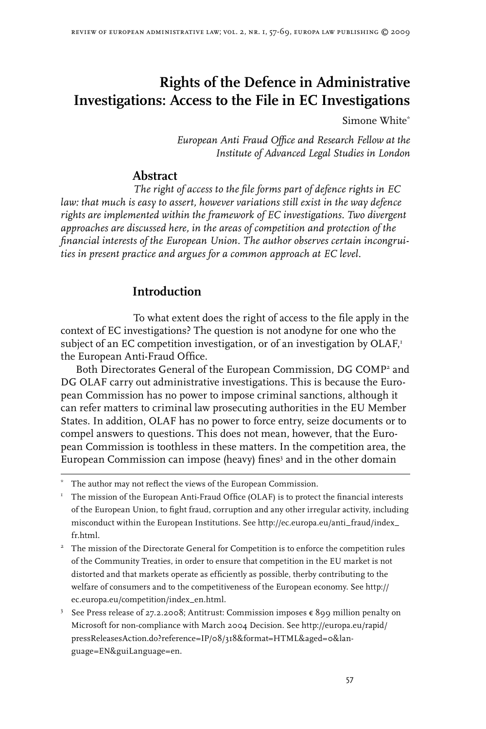# Rights of the Defence in Administrative Investigations: Access to the File in EC Investigations

Simone White*

*European Anti Fraud Office and Research Fellow at the Institute of Advanced Legal Studies in London*

## Abstract

*The right of access to the file forms part of defence rights in EC law: that much is easy to assert, however variations still exist in the way defence rights are implemented within the framework of EC investigations. Two divergent approaches are discussed here, in the areas of competition and protection of the financial interests of the European Union. The author observes certain incongruities in present practice and argues for a common approach at EC level.*

## Introduction

To what extent does the right of access to the file apply in the context of EC investigations? The question is not anodyne for one who the subject of an EC competition investigation, or of an investigation by OLAF,[1] the European Anti-Fraud Office.

Both Directorates General of the European Commission, DG COMP[2] and DG OLAF carry out administrative investigations. This is because the European Commission has no power to impose criminal sanctions, although it can refer matters to criminal law prosecuting authorities in the EU Member States. In addition, OLAF has no power to force entry, seize documents or to compel answers to questions. This does not mean, however, that the European Commission is toothless in these matters. In the competition area, the European Commission can impose (heavy) fines[3] and in the other domain

---

\* The author may not reflect the views of the European Commission.

[1] The mission of the European Anti-Fraud Office (OLAF) is to protect the financial interests of the European Union, to fight fraud, corruption and any other irregular activity, including misconduct within the European Institutions. See http://ec.europa.eu/anti_fraud/index_fr.html.

[2] The mission of the Directorate General for Competition is to enforce the competition rules of the Community Treaties, in order to ensure that competition in the EU market is not distorted and that markets operate as efficiently as possible, therby contributing to the welfare of consumers and to the competitiveness of the European economy. See http://ec.europa.eu/competition/index_en.html.

[3] See Press release of 27.2.2008; Antitrust: Commission imposes € 899 million penalty on Microsoft for non-compliance with March 2004 Decision. See http://europa.eu/rapid/pressReleasesAction.do?reference=IP/08/318&format=HTML&aged=0&language=EN&guiLanguage=en.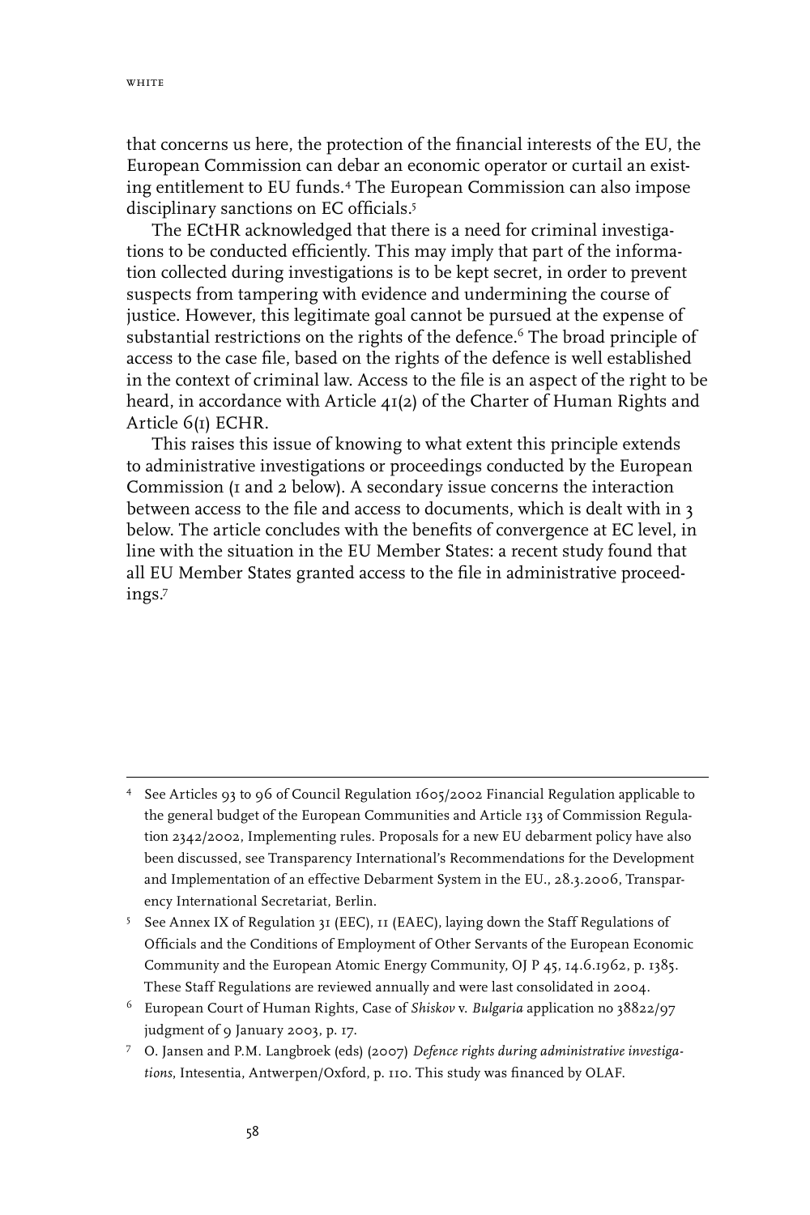that concerns us here, the protection of the financial interests of the EU, the European Commission can debar an economic operator or curtail an existing entitlement to EU funds.[4] The European Commission can also impose disciplinary sanctions on EC officials.[5]

The ECtHR acknowledged that there is a need for criminal investigations to be conducted efficiently. This may imply that part of the information collected during investigations is to be kept secret, in order to prevent suspects from tampering with evidence and undermining the course of justice. However, this legitimate goal cannot be pursued at the expense of substantial restrictions on the rights of the defence.[6] The broad principle of access to the case file, based on the rights of the defence is well established in the context of criminal law. Access to the file is an aspect of the right to be heard, in accordance with Article 41(2) of the Charter of Human Rights and Article 6(1) ECHR.

This raises this issue of knowing to what extent this principle extends to administrative investigations or proceedings conducted by the European Commission (1 and 2 below). A secondary issue concerns the interaction between access to the file and access to documents, which is dealt with in 3 below. The article concludes with the benefits of convergence at EC level, in line with the situation in the EU Member States: a recent study found that all EU Member States granted access to the file in administrative proceedings.[7]

---

4 See Articles 93 to 96 of Council Regulation 1605/2002 Financial Regulation applicable to the general budget of the European Communities and Article 133 of Commission Regulation 2342/2002, Implementing rules. Proposals for a new EU debarment policy have also been discussed, see Transparency International's Recommendations for the Development and Implementation of an effective Debarment System in the EU., 28.3.2006, Transparency International Secretariat, Berlin.

5 See Annex IX of Regulation 31 (EEC), 11 (EAEC), laying down the Staff Regulations of Officials and the Conditions of Employment of Other Servants of the European Economic Community and the European Atomic Energy Community, OJ P 45, 14.6.1962, p. 1385. These Staff Regulations are reviewed annually and were last consolidated in 2004.

6 European Court of Human Rights, Case of *Shiskov* v. *Bulgaria* application no 38822/97 judgment of 9 January 2003, p. 17.

7 O. Jansen and P.M. Langbroek (eds) (2007) *Defence rights during administrative investigations*, Intesentia, Antwerpen/Oxford, p. 110. This study was financed by OLAF.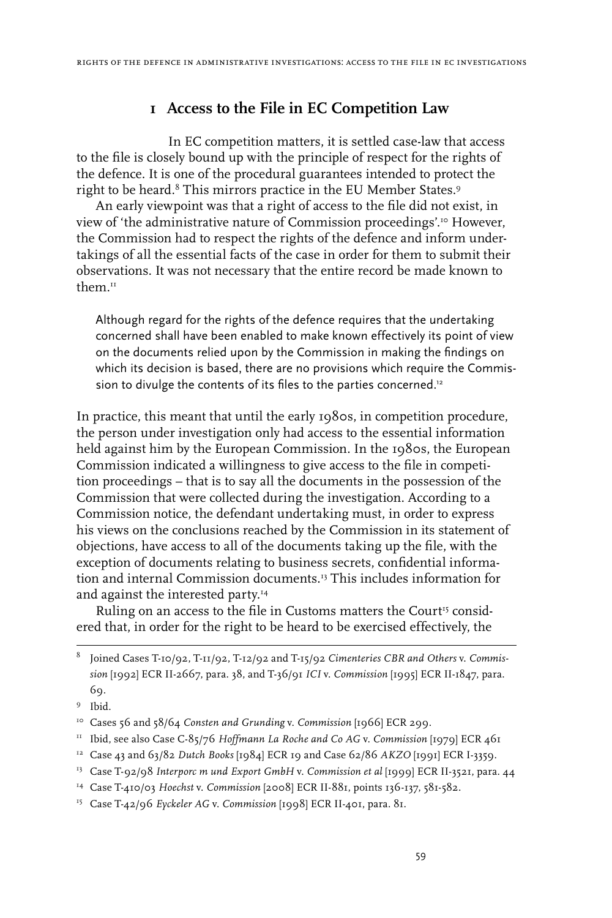## 1 Access to the File in EC Competition Law

In EC competition matters, it is settled case-law that access to the file is closely bound up with the principle of respect for the rights of the defence. It is one of the procedural guarantees intended to protect the right to be heard.[8] This mirrors practice in the EU Member States.[9]

An early viewpoint was that a right of access to the file did not exist, in view of 'the administrative nature of Commission proceedings'.[10] However, the Commission had to respect the rights of the defence and inform undertakings of all the essential facts of the case in order for them to submit their observations. It was not necessary that the entire record be made known to them.[11]

> Although regard for the rights of the defence requires that the undertaking concerned shall have been enabled to make known effectively its point of view on the documents relied upon by the Commission in making the findings on which its decision is based, there are no provisions which require the Commission to divulge the contents of its files to the parties concerned.[12]

In practice, this meant that until the early 1980s, in competition procedure, the person under investigation only had access to the essential information held against him by the European Commission. In the 1980s, the European Commission indicated a willingness to give access to the file in competition proceedings – that is to say all the documents in the possession of the Commission that were collected during the investigation. According to a Commission notice, the defendant undertaking must, in order to express his views on the conclusions reached by the Commission in its statement of objections, have access to all of the documents taking up the file, with the exception of documents relating to business secrets, confidential information and internal Commission documents.[13] This includes information for and against the interested party.[14]

Ruling on an access to the file in Customs matters the Court[15] considered that, in order for the right to be heard to be exercised effectively, the

---

8 Joined Cases T-10/92, T-11/92, T-12/92 and T-15/92 *Cimenteries CBR and Others* v. *Commission* [1992] ECR II-2667, para. 38, and T-36/91 *ICI* v. *Commission* [1995] ECR II-1847, para. 69.

9 Ibid.

10 Cases 56 and 58/64 *Consten and Grunding* v. *Commission* [1966] ECR 299.

11 Ibid, see also Case C-85/76 *Hoffmann La Roche and Co AG* v. *Commission* [1979] ECR 461

12 Case 43 and 63/82 *Dutch Books* [1984] ECR 19 and Case 62/86 *AKZO* [1991] ECR I-3359.

13 Case T-92/98 *Interporc m und Export GmbH* v. *Commission et al* [1999] ECR II-3521, para. 44

14 Case T-410/03 *Hoechst* v. *Commission* [2008] ECR II-881, points 136-137, 581-582.

15 Case T-42/96 *Eyckeler AG* v. *Commission* [1998] ECR II-401, para. 81.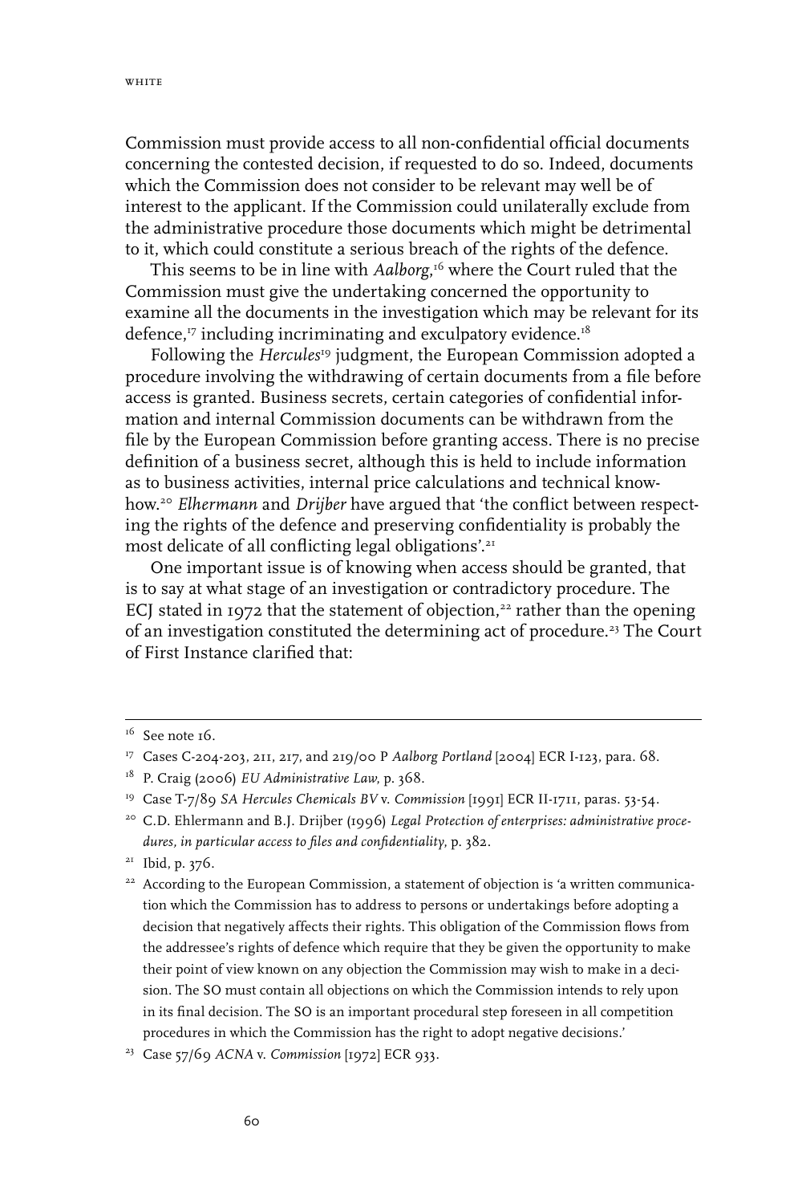Commission must provide access to all non-confidential official documents concerning the contested decision, if requested to do so. Indeed, documents which the Commission does not consider to be relevant may well be of interest to the applicant. If the Commission could unilaterally exclude from the administrative procedure those documents which might be detrimental to it, which could constitute a serious breach of the rights of the defence.

This seems to be in line with *Aalborg*,[16] where the Court ruled that the Commission must give the undertaking concerned the opportunity to examine all the documents in the investigation which may be relevant for its defence,[17] including incriminating and exculpatory evidence.[18]

Following the *Hercules*[19] judgment, the European Commission adopted a procedure involving the withdrawing of certain documents from a file before access is granted. Business secrets, certain categories of confidential information and internal Commission documents can be withdrawn from the file by the European Commission before granting access. There is no precise definition of a business secret, although this is held to include information as to business activities, internal price calculations and technical know-how.[20] *Elhermann* and *Drijber* have argued that 'the conflict between respecting the rights of the defence and preserving confidentiality is probably the most delicate of all conflicting legal obligations'.[21]

One important issue is of knowing when access should be granted, that is to say at what stage of an investigation or contradictory procedure. The ECJ stated in 1972 that the statement of objection,[22] rather than the opening of an investigation constituted the determining act of procedure.[23] The Court of First Instance clarified that:

---

[16] See note 16.

[17] Cases C-204-203, 211, 217, and 219/00 P *Aalborg Portland* [2004] ECR I-123, para. 68.

[18] P. Craig (2006) *EU Administrative Law*, p. 368.

[19] Case T-7/89 *SA Hercules Chemicals BV* v. *Commission* [1991] ECR II-1711, paras. 53-54.

[20] C.D. Ehlermann and B.J. Drijber (1996) *Legal Protection of enterprises: administrative procedures, in particular access to files and confidentiality*, p. 382.

[21] Ibid, p. 376.

[22] According to the European Commission, a statement of objection is 'a written communication which the Commission has to address to persons or undertakings before adopting a decision that negatively affects their rights. This obligation of the Commission flows from the addressee's rights of defence which require that they be given the opportunity to make their point of view known on any objection the Commission may wish to make in a decision. The SO must contain all objections on which the Commission intends to rely upon in its final decision. The SO is an important procedural step foreseen in all competition procedures in which the Commission has the right to adopt negative decisions.'

[23] Case 57/69 *ACNA* v. *Commission* [1972] ECR 933.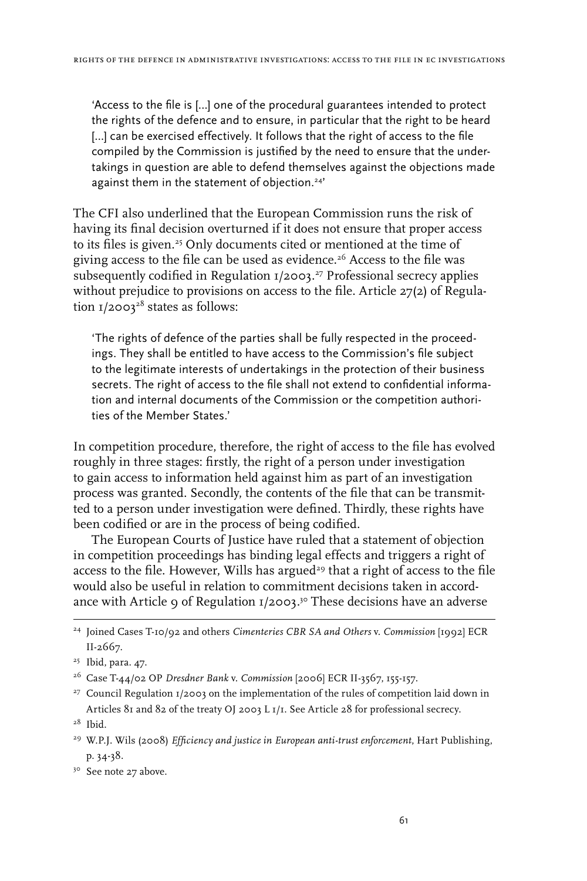> 'Access to the file is [...] one of the procedural guarantees intended to protect the rights of the defence and to ensure, in particular that the right to be heard [...] can be exercised effectively. It follows that the right of access to the file compiled by the Commission is justified by the need to ensure that the undertakings in question are able to defend themselves against the objections made against them in the statement of objection.[24]'

The CFI also underlined that the European Commission runs the risk of having its final decision overturned if it does not ensure that proper access to its files is given.[25] Only documents cited or mentioned at the time of giving access to the file can be used as evidence.[26] Access to the file was subsequently codified in Regulation 1/2003.[27] Professional secrecy applies without prejudice to provisions on access to the file. Article 27(2) of Regulation 1/2003[28] states as follows:

> 'The rights of defence of the parties shall be fully respected in the proceedings. They shall be entitled to have access to the Commission's file subject to the legitimate interests of undertakings in the protection of their business secrets. The right of access to the file shall not extend to confidential information and internal documents of the Commission or the competition authorities of the Member States.'

In competition procedure, therefore, the right of access to the file has evolved roughly in three stages: firstly, the right of a person under investigation to gain access to information held against him as part of an investigation process was granted. Secondly, the contents of the file that can be transmitted to a person under investigation were defined. Thirdly, these rights have been codified or are in the process of being codified.

The European Courts of Justice have ruled that a statement of objection in competition proceedings has binding legal effects and triggers a right of access to the file. However, Wills has argued[29] that a right of access to the file would also be useful in relation to commitment decisions taken in accordance with Article 9 of Regulation 1/2003.[30] These decisions have an adverse

---

[24] Joined Cases T-10/92 and others *Cimenteries CBR SA and Others* v. *Commission* [1992] ECR II-2667.

[25] Ibid, para. 47.

[26] Case T-44/02 OP *Dresdner Bank* v. *Commission* [2006] ECR II-3567, 155-157.

[27] Council Regulation 1/2003 on the implementation of the rules of competition laid down in Articles 81 and 82 of the treaty OJ 2003 L 1/1. See Article 28 for professional secrecy.

[28] Ibid.

[29] W.P.J. Wils (2008) *Efficiency and justice in European anti-trust enforcement*, Hart Publishing, p. 34-38.

[30] See note 27 above.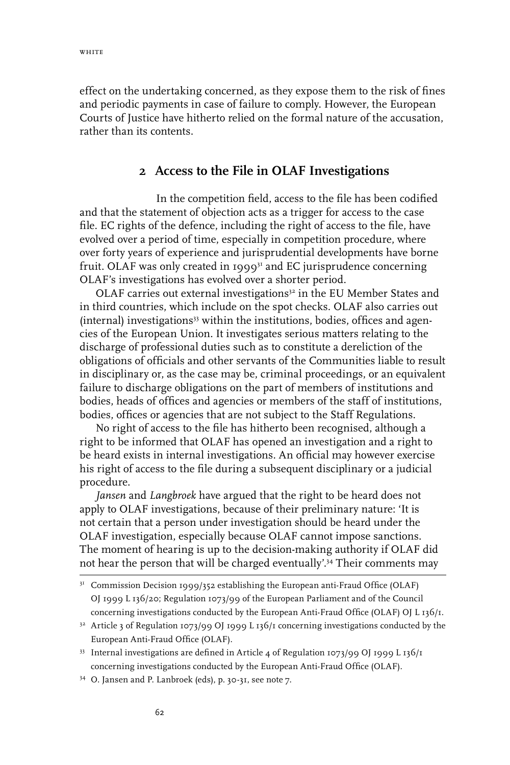effect on the undertaking concerned, as they expose them to the risk of fines and periodic payments in case of failure to comply. However, the European Courts of Justice have hitherto relied on the formal nature of the accusation, rather than its contents.

## 2 Access to the File in OLAF Investigations

In the competition field, access to the file has been codified and that the statement of objection acts as a trigger for access to the case file. EC rights of the defence, including the right of access to the file, have evolved over a period of time, especially in competition procedure, where over forty years of experience and jurisprudential developments have borne fruit. OLAF was only created in 1999[31] and EC jurisprudence concerning OLAF's investigations has evolved over a shorter period.

OLAF carries out external investigations[32] in the EU Member States and in third countries, which include on the spot checks. OLAF also carries out (internal) investigations[33] within the institutions, bodies, offices and agencies of the European Union. It investigates serious matters relating to the discharge of professional duties such as to constitute a dereliction of the obligations of officials and other servants of the Communities liable to result in disciplinary or, as the case may be, criminal proceedings, or an equivalent failure to discharge obligations on the part of members of institutions and bodies, heads of offices and agencies or members of the staff of institutions, bodies, offices or agencies that are not subject to the Staff Regulations.

No right of access to the file has hitherto been recognised, although a right to be informed that OLAF has opened an investigation and a right to be heard exists in internal investigations. An official may however exercise his right of access to the file during a subsequent disciplinary or a judicial procedure.

*Jansen* and *Langbroek* have argued that the right to be heard does not apply to OLAF investigations, because of their preliminary nature: 'It is not certain that a person under investigation should be heard under the OLAF investigation, especially because OLAF cannot impose sanctions. The moment of hearing is up to the decision-making authority if OLAF did not hear the person that will be charged eventually'.[34] Their comments may

---

[31] Commission Decision 1999/352 establishing the European anti-Fraud Office (OLAF) OJ 1999 L 136/20; Regulation 1073/99 of the European Parliament and of the Council concerning investigations conducted by the European Anti-Fraud Office (OLAF) OJ L 136/1.

[32] Article 3 of Regulation 1073/99 OJ 1999 L 136/1 concerning investigations conducted by the European Anti-Fraud Office (OLAF).

[33] Internal investigations are defined in Article 4 of Regulation 1073/99 OJ 1999 L 136/1 concerning investigations conducted by the European Anti-Fraud Office (OLAF).

[34] O. Jansen and P. Lanbroek (eds), p. 30-31, see note 7.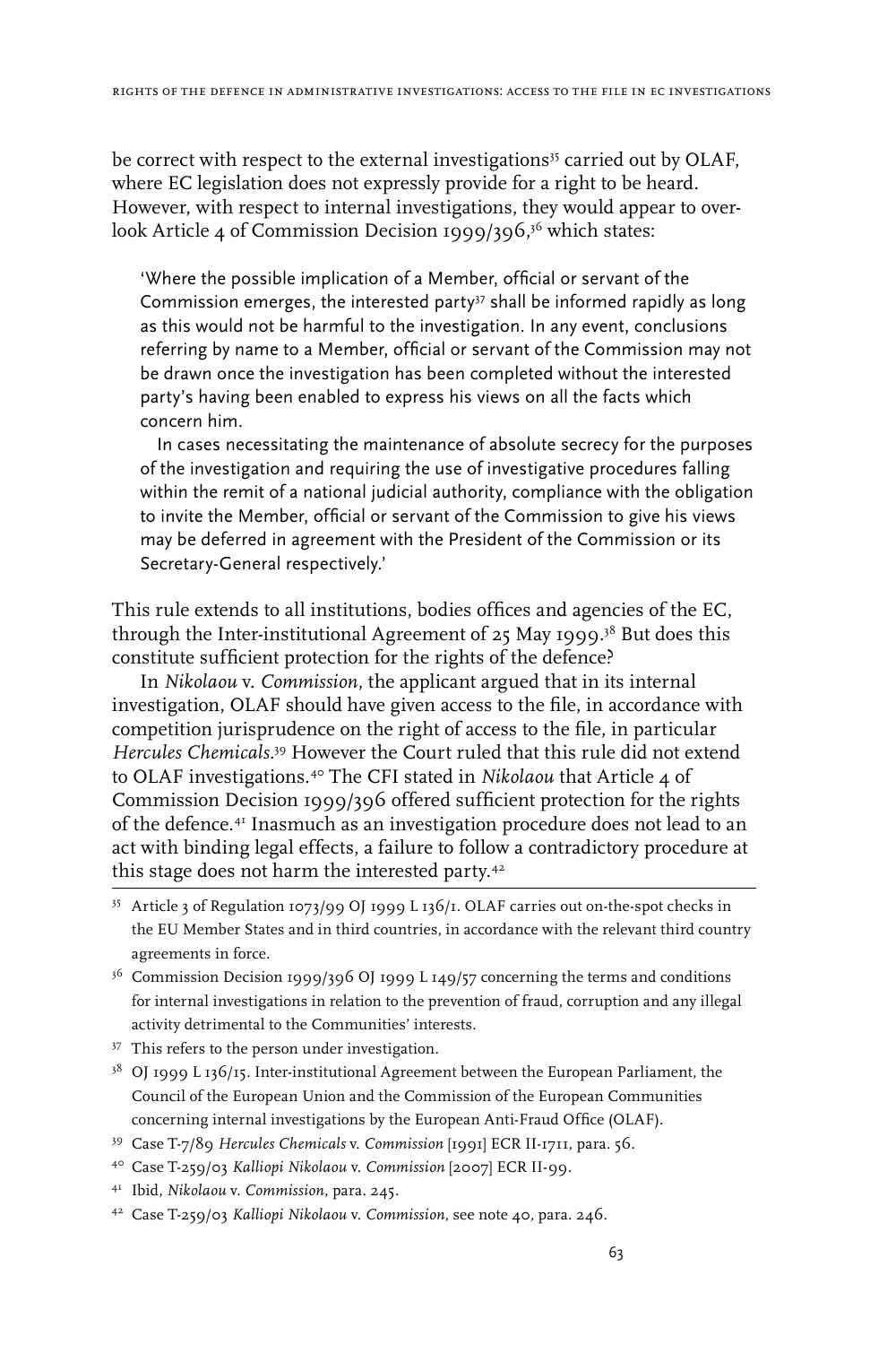be correct with respect to the external investigations[35] carried out by OLAF, where EC legislation does not expressly provide for a right to be heard. However, with respect to internal investigations, they would appear to overlook Article 4 of Commission Decision 1999/396,[36] which states:

> 'Where the possible implication of a Member, official or servant of the Commission emerges, the interested party[37] shall be informed rapidly as long as this would not be harmful to the investigation. In any event, conclusions referring by name to a Member, official or servant of the Commission may not be drawn once the investigation has been completed without the interested party's having been enabled to express his views on all the facts which concern him.
>
> In cases necessitating the maintenance of absolute secrecy for the purposes of the investigation and requiring the use of investigative procedures falling within the remit of a national judicial authority, compliance with the obligation to invite the Member, official or servant of the Commission to give his views may be deferred in agreement with the President of the Commission or its Secretary-General respectively.'

This rule extends to all institutions, bodies offices and agencies of the EC, through the Inter-institutional Agreement of 25 May 1999.[38] But does this constitute sufficient protection for the rights of the defence?

In *Nikolaou* v. *Commission*, the applicant argued that in its internal investigation, OLAF should have given access to the file, in accordance with competition jurisprudence on the right of access to the file, in particular *Hercules Chemicals*.[39] However the Court ruled that this rule did not extend to OLAF investigations.[40] The CFI stated in *Nikolaou* that Article 4 of Commission Decision 1999/396 offered sufficient protection for the rights of the defence.[41] Inasmuch as an investigation procedure does not lead to an act with binding legal effects, a failure to follow a contradictory procedure at this stage does not harm the interested party.[42]

---

[35] Article 3 of Regulation 1073/99 OJ 1999 L 136/1. OLAF carries out on-the-spot checks in the EU Member States and in third countries, in accordance with the relevant third country agreements in force.

[36] Commission Decision 1999/396 OJ 1999 L 149/57 concerning the terms and conditions for internal investigations in relation to the prevention of fraud, corruption and any illegal activity detrimental to the Communities' interests.

[37] This refers to the person under investigation.

[38] OJ 1999 L 136/15. Inter-institutional Agreement between the European Parliament, the Council of the European Union and the Commission of the European Communities concerning internal investigations by the European Anti-Fraud Office (OLAF).

[39] Case T-7/89 *Hercules Chemicals* v. *Commission* [1991] ECR II-1711, para. 56.

[40] Case T-259/03 *Kalliopi Nikolaou* v. *Commission* [2007] ECR II-99.

[41] Ibid, *Nikolaou* v. *Commission*, para. 245.

[42] Case T-259/03 *Kalliopi Nikolaou* v. *Commission*, see note 40, para. 246.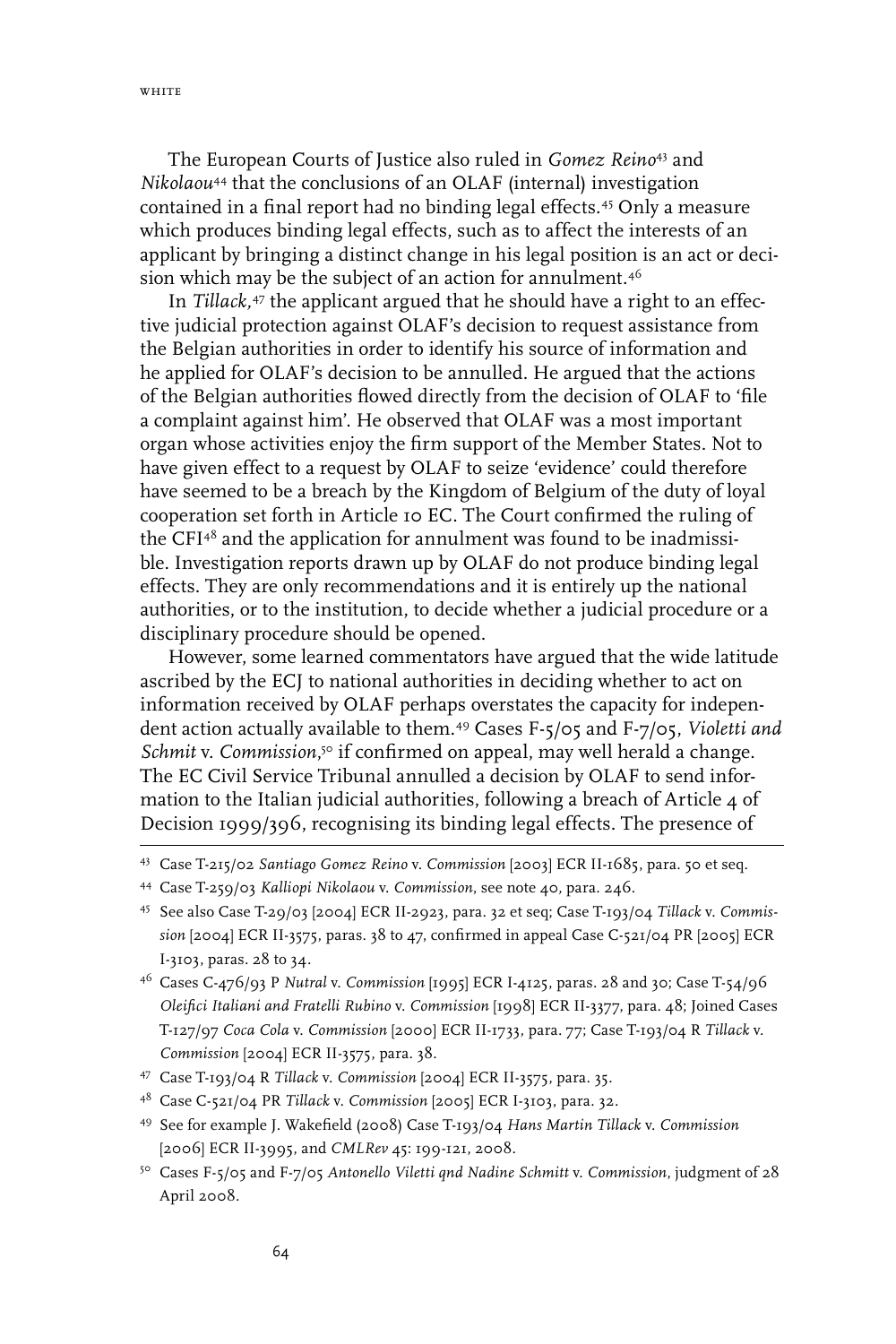The European Courts of Justice also ruled in *Gomez Reino*[43] and *Nikolaou*[44] that the conclusions of an OLAF (internal) investigation contained in a final report had no binding legal effects.[45] Only a measure which produces binding legal effects, such as to affect the interests of an applicant by bringing a distinct change in his legal position is an act or decision which may be the subject of an action for annulment.[46]

In *Tillack,*[47] the applicant argued that he should have a right to an effective judicial protection against OLAF's decision to request assistance from the Belgian authorities in order to identify his source of information and he applied for OLAF's decision to be annulled. He argued that the actions of the Belgian authorities flowed directly from the decision of OLAF to 'file a complaint against him'. He observed that OLAF was a most important organ whose activities enjoy the firm support of the Member States. Not to have given effect to a request by OLAF to seize 'evidence' could therefore have seemed to be a breach by the Kingdom of Belgium of the duty of loyal cooperation set forth in Article 10 EC. The Court confirmed the ruling of the CFI[48] and the application for annulment was found to be inadmissible. Investigation reports drawn up by OLAF do not produce binding legal effects. They are only recommendations and it is entirely up the national authorities, or to the institution, to decide whether a judicial procedure or a disciplinary procedure should be opened.

However, some learned commentators have argued that the wide latitude ascribed by the ECJ to national authorities in deciding whether to act on information received by OLAF perhaps overstates the capacity for independent action actually available to them.[49] Cases F-5/05 and F-7/05, *Violetti and Schmit* v. *Commission*,[50] if confirmed on appeal, may well herald a change. The EC Civil Service Tribunal annulled a decision by OLAF to send information to the Italian judicial authorities, following a breach of Article 4 of Decision 1999/396, recognising its binding legal effects. The presence of

---

[43] Case T-215/02 *Santiago Gomez Reino* v. *Commission* [2003] ECR II-1685, para. 50 et seq.

[44] Case T-259/03 *Kalliopi Nikolaou* v. *Commission*, see note 40, para. 246.

[45] See also Case T-29/03 [2004] ECR II-2923, para. 32 et seq; Case T-193/04 *Tillack* v. *Commission* [2004] ECR II-3575, paras. 38 to 47, confirmed in appeal Case C-521/04 PR [2005] ECR I-3103, paras. 28 to 34.

[46] Cases C-476/93 P *Nutral* v. *Commission* [1995] ECR I-4125, paras. 28 and 30; Case T-54/96 *Oleifici Italiani and Fratelli Rubino* v. *Commission* [1998] ECR II-3377, para. 48; Joined Cases T-127/97 *Coca Cola* v. *Commission* [2000] ECR II-1733, para. 77; Case T-193/04 R *Tillack* v. *Commission* [2004] ECR II-3575, para. 38.

[47] Case T-193/04 R *Tillack* v. *Commission* [2004] ECR II-3575, para. 35.

[48] Case C-521/04 PR *Tillack* v. *Commission* [2005] ECR I-3103, para. 32.

[49] See for example J. Wakefield (2008) Case T-193/04 *Hans Martin Tillack* v. *Commission* [2006] ECR II-3995, and *CMLRev* 45: 199-121, 2008.

[50] Cases F-5/05 and F-7/05 *Antonello Viletti qnd Nadine Schmitt* v. *Commission*, judgment of 28 April 2008.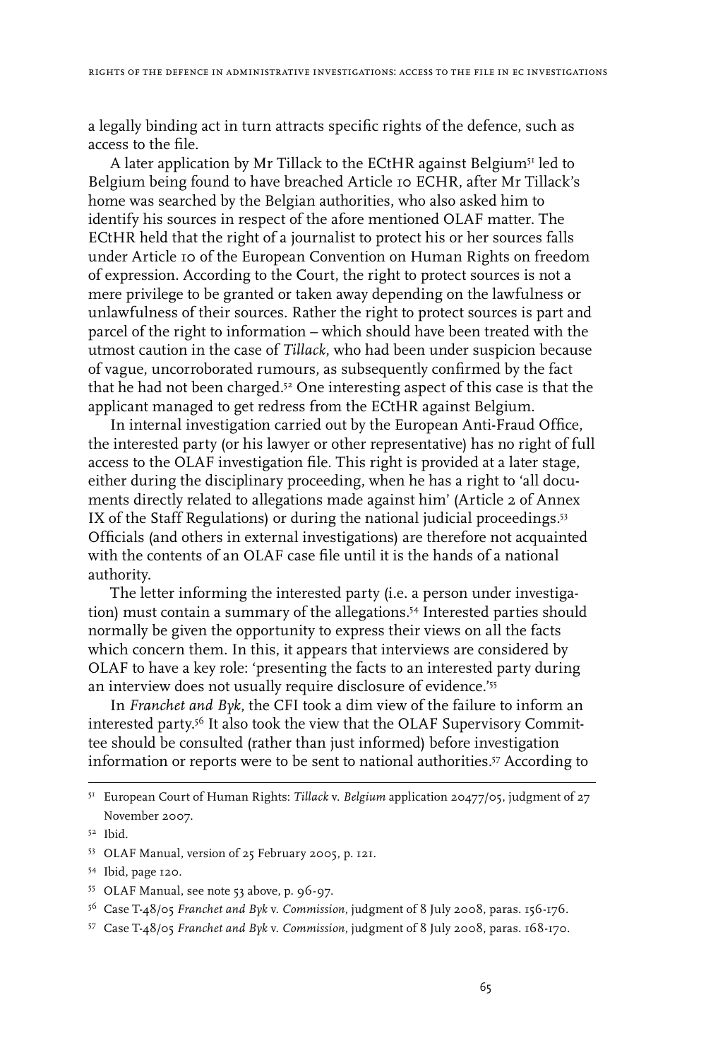a legally binding act in turn attracts specific rights of the defence, such as access to the file.

A later application by Mr Tillack to the ECtHR against Belgium[51] led to Belgium being found to have breached Article 10 ECHR, after Mr Tillack's home was searched by the Belgian authorities, who also asked him to identify his sources in respect of the afore mentioned OLAF matter. The ECtHR held that the right of a journalist to protect his or her sources falls under Article 10 of the European Convention on Human Rights on freedom of expression. According to the Court, the right to protect sources is not a mere privilege to be granted or taken away depending on the lawfulness or unlawfulness of their sources. Rather the right to protect sources is part and parcel of the right to information – which should have been treated with the utmost caution in the case of *Tillack*, who had been under suspicion because of vague, uncorroborated rumours, as subsequently confirmed by the fact that he had not been charged.[52] One interesting aspect of this case is that the applicant managed to get redress from the ECtHR against Belgium.

In internal investigation carried out by the European Anti-Fraud Office, the interested party (or his lawyer or other representative) has no right of full access to the OLAF investigation file. This right is provided at a later stage, either during the disciplinary proceeding, when he has a right to 'all documents directly related to allegations made against him' (Article 2 of Annex IX of the Staff Regulations) or during the national judicial proceedings.[53] Officials (and others in external investigations) are therefore not acquainted with the contents of an OLAF case file until it is the hands of a national authority.

The letter informing the interested party (i.e. a person under investigation) must contain a summary of the allegations.[54] Interested parties should normally be given the opportunity to express their views on all the facts which concern them. In this, it appears that interviews are considered by OLAF to have a key role: 'presenting the facts to an interested party during an interview does not usually require disclosure of evidence.'[55]

In *Franchet and Byk*, the CFI took a dim view of the failure to inform an interested party.[56] It also took the view that the OLAF Supervisory Committee should be consulted (rather than just informed) before investigation information or reports were to be sent to national authorities.[57] According to

---

[51] European Court of Human Rights: *Tillack* v. *Belgium* application 20477/05, judgment of 27 November 2007.

[52] Ibid.

[53] OLAF Manual, version of 25 February 2005, p. 121.

[54] Ibid, page 120.

[55] OLAF Manual, see note 53 above, p. 96-97.

[56] Case T-48/05 *Franchet and Byk* v. *Commission*, judgment of 8 July 2008, paras. 156-176.

[57] Case T-48/05 *Franchet and Byk* v. *Commission*, judgment of 8 July 2008, paras. 168-170.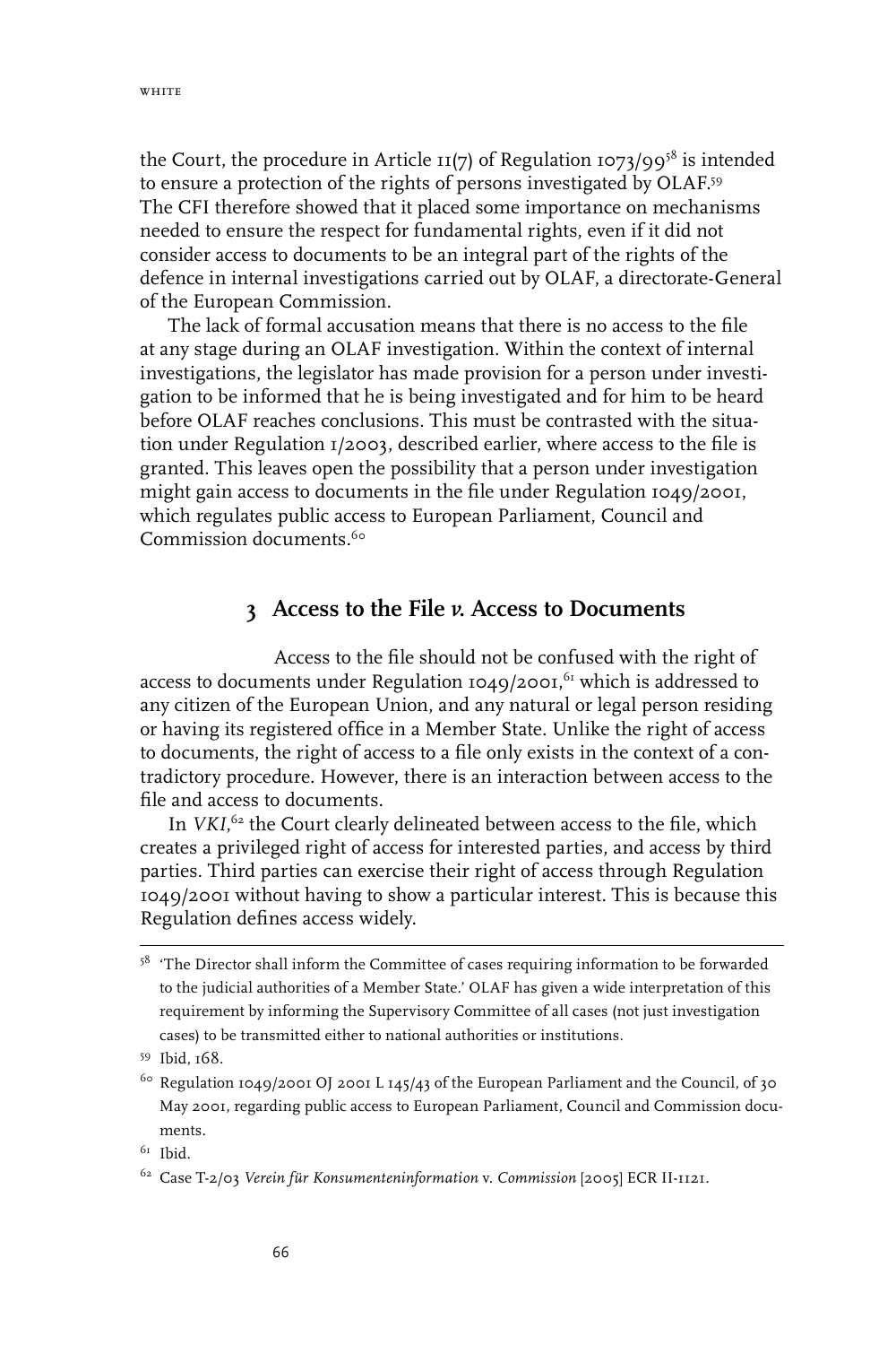the Court, the procedure in Article 11(7) of Regulation 1073/99[58] is intended to ensure a protection of the rights of persons investigated by OLAF.[59] The CFI therefore showed that it placed some importance on mechanisms needed to ensure the respect for fundamental rights, even if it did not consider access to documents to be an integral part of the rights of the defence in internal investigations carried out by OLAF, a directorate-General of the European Commission.

The lack of formal accusation means that there is no access to the file at any stage during an OLAF investigation. Within the context of internal investigations, the legislator has made provision for a person under investigation to be informed that he is being investigated and for him to be heard before OLAF reaches conclusions. This must be contrasted with the situation under Regulation 1/2003, described earlier, where access to the file is granted. This leaves open the possibility that a person under investigation might gain access to documents in the file under Regulation 1049/2001, which regulates public access to European Parliament, Council and Commission documents.[60]

## 3 Access to the File *v.* Access to Documents

Access to the file should not be confused with the right of access to documents under Regulation 1049/2001,[61] which is addressed to any citizen of the European Union, and any natural or legal person residing or having its registered office in a Member State. Unlike the right of access to documents, the right of access to a file only exists in the context of a contradictory procedure. However, there is an interaction between access to the file and access to documents.

In *VKI*,[62] the Court clearly delineated between access to the file, which creates a privileged right of access for interested parties, and access by third parties. Third parties can exercise their right of access through Regulation 1049/2001 without having to show a particular interest. This is because this Regulation defines access widely.

---

[58] 'The Director shall inform the Committee of cases requiring information to be forwarded to the judicial authorities of a Member State.' OLAF has given a wide interpretation of this requirement by informing the Supervisory Committee of all cases (not just investigation cases) to be transmitted either to national authorities or institutions.

[59] Ibid, 168.

[60] Regulation 1049/2001 OJ 2001 L 145/43 of the European Parliament and the Council, of 30 May 2001, regarding public access to European Parliament, Council and Commission documents.

[61] Ibid.

[62] Case T-2/03 *Verein für Konsumenteninformation* v. *Commission* [2005] ECR II-1121.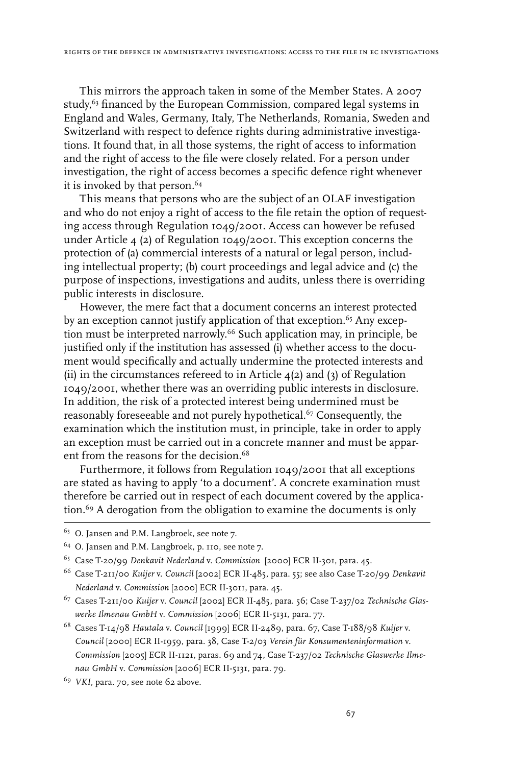This mirrors the approach taken in some of the Member States. A 2007 study,[63] financed by the European Commission, compared legal systems in England and Wales, Germany, Italy, The Netherlands, Romania, Sweden and Switzerland with respect to defence rights during administrative investigations. It found that, in all those systems, the right of access to information and the right of access to the file were closely related. For a person under investigation, the right of access becomes a specific defence right whenever it is invoked by that person.[64]

This means that persons who are the subject of an OLAF investigation and who do not enjoy a right of access to the file retain the option of requesting access through Regulation 1049/2001. Access can however be refused under Article 4 (2) of Regulation 1049/2001. This exception concerns the protection of (a) commercial interests of a natural or legal person, including intellectual property; (b) court proceedings and legal advice and (c) the purpose of inspections, investigations and audits, unless there is overriding public interests in disclosure.

However, the mere fact that a document concerns an interest protected by an exception cannot justify application of that exception.[65] Any exception must be interpreted narrowly.[66] Such application may, in principle, be justified only if the institution has assessed (i) whether access to the document would specifically and actually undermine the protected interests and (ii) in the circumstances refereed to in Article 4(2) and (3) of Regulation 1049/2001, whether there was an overriding public interests in disclosure. In addition, the risk of a protected interest being undermined must be reasonably foreseeable and not purely hypothetical.[67] Consequently, the examination which the institution must, in principle, take in order to apply an exception must be carried out in a concrete manner and must be apparent from the reasons for the decision.[68]

Furthermore, it follows from Regulation 1049/2001 that all exceptions are stated as having to apply 'to a document'. A concrete examination must therefore be carried out in respect of each document covered by the application.[69] A derogation from the obligation to examine the documents is only

---

[63] O. Jansen and P.M. Langbroek, see note 7.

[64] O. Jansen and P.M. Langbroek, p. 110, see note 7.

[65] Case T-20/99 *Denkavit Nederland* v. *Commission* [2000] ECR II-301, para. 45.

[66] Case T-211/00 *Kuijer* v. *Council* [2002] ECR II-485, para. 55; see also Case T-20/99 *Denkavit Nederland* v. *Commission* [2000] ECR II-3011, para. 45.

[67] Cases T-211/00 *Kuijer* v. *Council* [2002] ECR II-485, para. 56; Case T-237/02 *Technische Glaswerke Ilmenau GmbH* v. *Commission* [2006] ECR II-5131, para. 77.

[68] Cases T-14/98 *Hautala* v. *Council* [1999] ECR II-2489, para. 67, Case T-188/98 *Kuijer* v. *Council* [2000] ECR II-1959, para. 38, Case T-2/03 *Verein für Konsumenteninformation* v. *Commission* [2005] ECR II-1121, paras. 69 and 74, Case T-237/02 *Technische Glaswerke Ilmenau GmbH* v. *Commission* [2006] ECR II-5131, para. 79.

[69] *VKI*, para. 70, see note 62 above.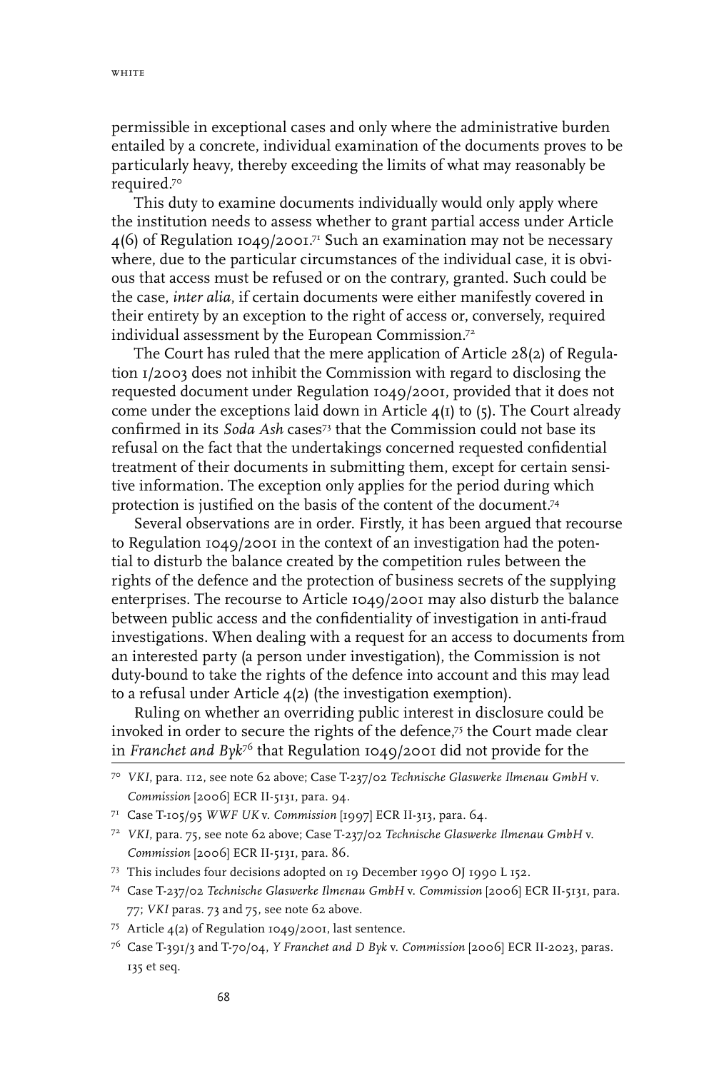permissible in exceptional cases and only where the administrative burden entailed by a concrete, individual examination of the documents proves to be particularly heavy, thereby exceeding the limits of what may reasonably be required.[70]

This duty to examine documents individually would only apply where the institution needs to assess whether to grant partial access under Article 4(6) of Regulation 1049/2001.[71] Such an examination may not be necessary where, due to the particular circumstances of the individual case, it is obvious that access must be refused or on the contrary, granted. Such could be the case, *inter alia*, if certain documents were either manifestly covered in their entirety by an exception to the right of access or, conversely, required individual assessment by the European Commission.[72]

The Court has ruled that the mere application of Article 28(2) of Regulation 1/2003 does not inhibit the Commission with regard to disclosing the requested document under Regulation 1049/2001, provided that it does not come under the exceptions laid down in Article 4(1) to (5). The Court already confirmed in its *Soda Ash* cases[73] that the Commission could not base its refusal on the fact that the undertakings concerned requested confidential treatment of their documents in submitting them, except for certain sensitive information. The exception only applies for the period during which protection is justified on the basis of the content of the document.[74]

Several observations are in order. Firstly, it has been argued that recourse to Regulation 1049/2001 in the context of an investigation had the potential to disturb the balance created by the competition rules between the rights of the defence and the protection of business secrets of the supplying enterprises. The recourse to Article 1049/2001 may also disturb the balance between public access and the confidentiality of investigation in anti-fraud investigations. When dealing with a request for an access to documents from an interested party (a person under investigation), the Commission is not duty-bound to take the rights of the defence into account and this may lead to a refusal under Article 4(2) (the investigation exemption).

Ruling on whether an overriding public interest in disclosure could be invoked in order to secure the rights of the defence,[75] the Court made clear in *Franchet and Byk*[76] that Regulation 1049/2001 did not provide for the

---

[70] *VKI*, para. 112, see note 62 above; Case T-237/02 *Technische Glaswerke Ilmenau GmbH* v. *Commission* [2006] ECR II-5131, para. 94.

[71] Case T-105/95 *WWF UK* v. *Commission* [1997] ECR II-313, para. 64.

[72] *VKI*, para. 75, see note 62 above; Case T-237/02 *Technische Glaswerke Ilmenau GmbH* v. *Commission* [2006] ECR II-5131, para. 86.

[73] This includes four decisions adopted on 19 December 1990 OJ 1990 L 152.

[74] Case T-237/02 *Technische Glaswerke Ilmenau GmbH* v. *Commission* [2006] ECR II-5131, para. 77; *VKI* paras. 73 and 75, see note 62 above.

[75] Article 4(2) of Regulation 1049/2001, last sentence.

[76] Case T-391/3 and T-70/04, *Y Franchet and D Byk* v. *Commission* [2006] ECR II-2023, paras. 135 et seq.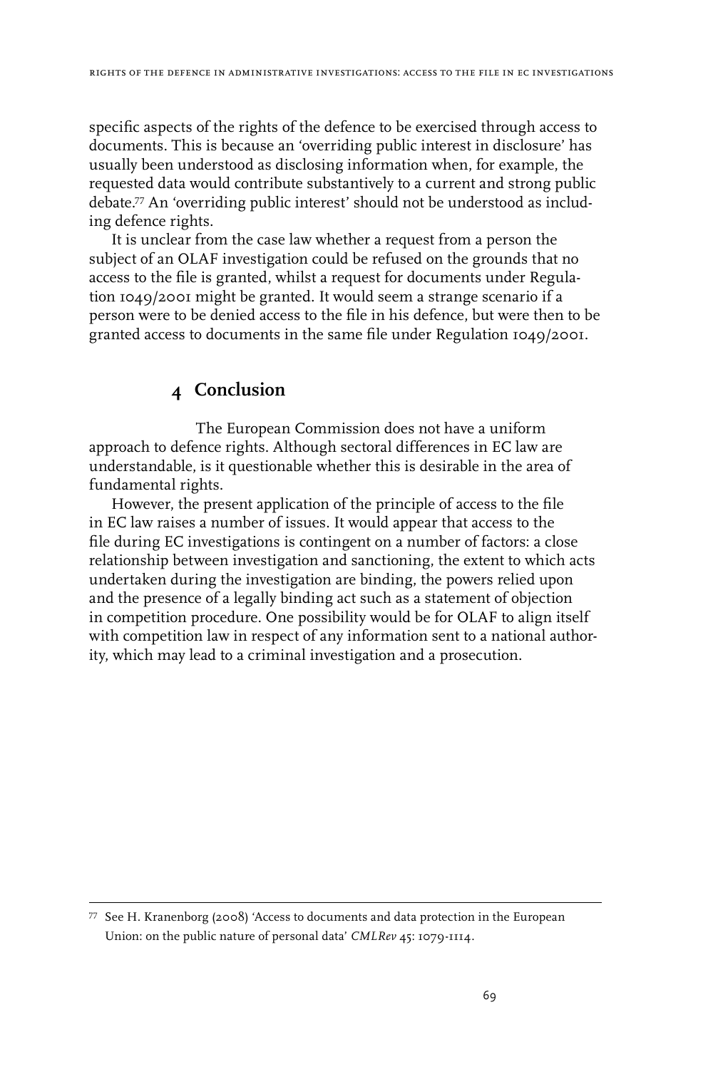specific aspects of the rights of the defence to be exercised through access to documents. This is because an 'overriding public interest in disclosure' has usually been understood as disclosing information when, for example, the requested data would contribute substantively to a current and strong public debate.[77] An 'overriding public interest' should not be understood as including defence rights.

It is unclear from the case law whether a request from a person the subject of an OLAF investigation could be refused on the grounds that no access to the file is granted, whilst a request for documents under Regulation 1049/2001 might be granted. It would seem a strange scenario if a person were to be denied access to the file in his defence, but were then to be granted access to documents in the same file under Regulation 1049/2001.

## 4 Conclusion

The European Commission does not have a uniform approach to defence rights. Although sectoral differences in EC law are understandable, is it questionable whether this is desirable in the area of fundamental rights.

However, the present application of the principle of access to the file in EC law raises a number of issues. It would appear that access to the file during EC investigations is contingent on a number of factors: a close relationship between investigation and sanctioning, the extent to which acts undertaken during the investigation are binding, the powers relied upon and the presence of a legally binding act such as a statement of objection in competition procedure. One possibility would be for OLAF to align itself with competition law in respect of any information sent to a national authority, which may lead to a criminal investigation and a prosecution.

---

[77] See H. Kranenborg (2008) 'Access to documents and data protection in the European Union: on the public nature of personal data' *CMLRev* 45: 1079-1114.